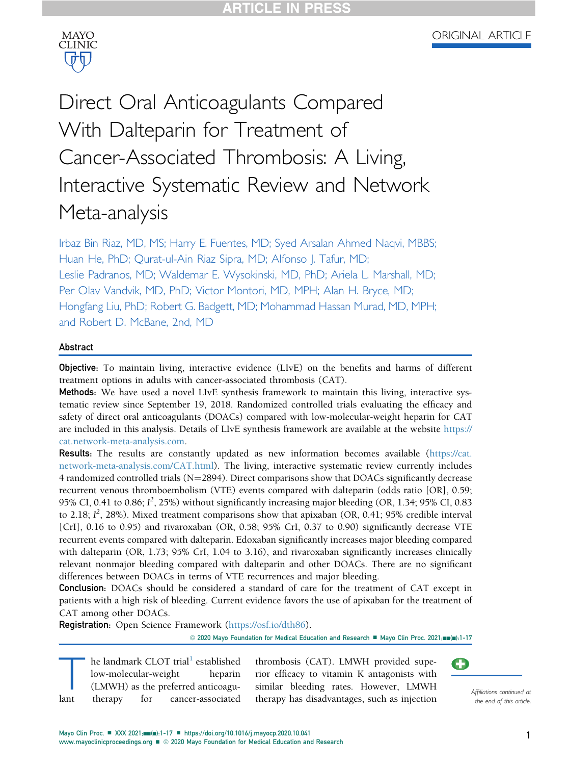ARTICLE IN PRESS

ORIGINAL ARTICLE

# Direct Oral Anticoagulants Compared With Dalteparin for Treatment of Cancer-Associated Thrombosis: A Living, Interactive Systematic Review and Network Meta-analysis

Irbaz Bin Riaz, MD, MS; Harry E. Fuentes, MD; Syed Arsalan Ahmed Naqvi, MBBS; Huan He, PhD; Qurat-ul-Ain Riaz Sipra, MD; Alfonso J. Tafur, MD; Leslie Padranos, MD; Waldemar E. Wysokinski, MD, PhD; Ariela L. Marshall, MD; Per Olav Vandvik, MD, PhD; Victor Montori, MD, MPH; Alan H. Bryce, MD; Hongfang Liu, PhD; Robert G. Badgett, MD; Mohammad Hassan Murad, MD, MPH; and Robert D. McBane, 2nd, MD

## Abstract

**Objective:** To maintain living, interactive evidence (LIvE) on the benefits and harms of different treatment options in adults with cancer-associated thrombosis (CAT).

**Methods:** We have used a novel LIvE synthesis framework to maintain this living, interactive systematic review since September 19, 2018. Randomized controlled trials evaluating the efficacy and safety of direct oral anticoagulants (DOACs) compared with low-molecular-weight heparin for CAT are included in this analysis. Details of LIvE synthesis framework are available at the website https://cat.network-meta-analysis.com.

**Results:** The results are constantly updated as new information becomes available (https://cat.network-meta-analysis.com/CAT.html). The living, interactive systematic review currently includes 4 randomized controlled trials (N=2894). Direct comparisons show that DOACs significantly decrease recurrent venous thromboembolism (VTE) events compared with dalteparin (odds ratio [OR], 0.59; 95% CI, 0.41 to 0.86; $I^2$, 25%) without significantly increasing major bleeding (OR, 1.34; 95% CI, 0.83 to 2.18; $I^2$, 28%). Mixed treatment comparisons show that apixaban (OR, 0.41; 95% credible interval [CrI], 0.16 to 0.95) and rivaroxaban (OR, 0.58; 95% CrI, 0.37 to 0.90) significantly decrease VTE recurrent events compared with dalteparin. Edoxaban significantly increases major bleeding compared with dalteparin (OR, 1.73; 95% CrI, 1.04 to 3.16), and rivaroxaban significantly increases clinically relevant nonmajor bleeding compared with dalteparin and other DOACs. There are no significant differences between DOACs in terms of VTE recurrences and major bleeding.

**Conclusion:** DOACs should be considered a standard of care for the treatment of CAT except in patients with a high risk of bleeding. Current evidence favors the use of apixaban for the treatment of CAT among other DOACs.

**Registration:** Open Science Framework (https://osf.io/dth86).

© 2020 Mayo Foundation for Medical Education and Research ■ Mayo Clin Proc. 2021;■■(■):1-17

The landmark CLOT trial[1] established low-molecular-weight heparin (LMWH) as the preferred anticoagulant therapy for cancer-associated thrombosis (CAT). LMWH provided superior efficacy to vitamin K antagonists with similar bleeding rates. However, LMWH therapy has disadvantages, such as injection

*Affiliations continued at the end of this article.*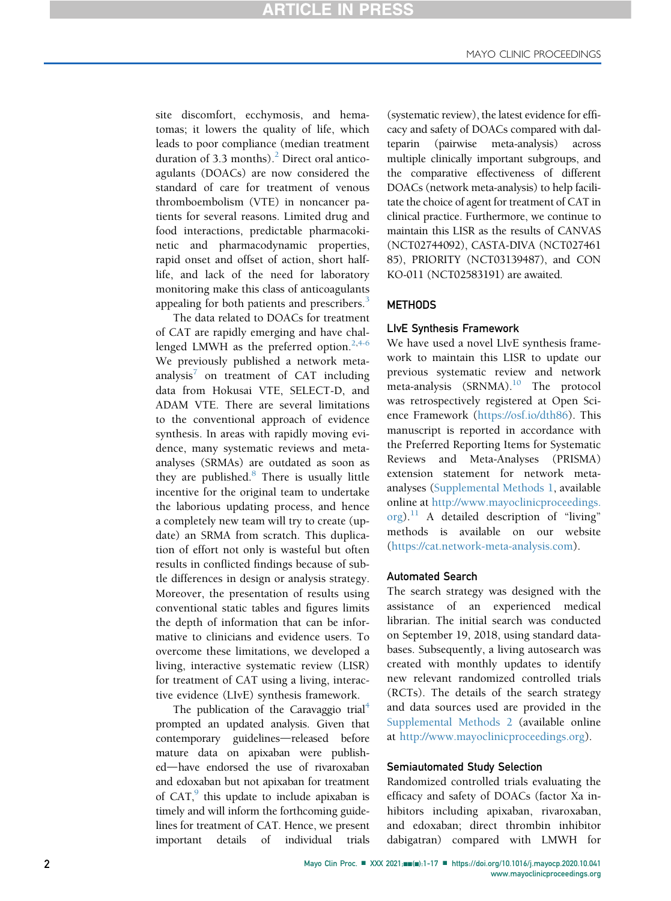site discomfort, ecchymosis, and hematomas; it lowers the quality of life, which leads to poor compliance (median treatment duration of 3.3 months).[2] Direct oral anticoagulants (DOACs) are now considered the standard of care for treatment of venous thromboembolism (VTE) in noncancer patients for several reasons. Limited drug and food interactions, predictable pharmacokinetic and pharmacodynamic properties, rapid onset and offset of action, short half-life, and lack of the need for laboratory monitoring make this class of anticoagulants appealing for both patients and prescribers.[3]

The data related to DOACs for treatment of CAT are rapidly emerging and have challenged LMWH as the preferred option.[2,4-6] We previously published a network meta-analysis[7] on treatment of CAT including data from Hokusai VTE, SELECT-D, and ADAM VTE. There are several limitations to the conventional approach of evidence synthesis. In areas with rapidly moving evidence, many systematic reviews and meta-analyses (SRMAs) are outdated as soon as they are published.[8] There is usually little incentive for the original team to undertake the laborious updating process, and hence a completely new team will try to create (update) an SRMA from scratch. This duplication of effort not only is wasteful but often results in conflicted findings because of subtle differences in design or analysis strategy. Moreover, the presentation of results using conventional static tables and figures limits the depth of information that can be informative to clinicians and evidence users. To overcome these limitations, we developed a living, interactive systematic review (LISR) for treatment of CAT using a living, interactive evidence (LIvE) synthesis framework.

The publication of the Caravaggio trial[4] prompted an updated analysis. Given that contemporary guidelines—released before mature data on apixaban were published—have endorsed the use of rivaroxaban and edoxaban but not apixaban for treatment of CAT,[9] this update to include apixaban is timely and will inform the forthcoming guidelines for treatment of CAT. Hence, we present important details of individual trials (systematic review), the latest evidence for efficacy and safety of DOACs compared with dalteparin (pairwise meta-analysis) across multiple clinically important subgroups, and the comparative effectiveness of different DOACs (network meta-analysis) to help facilitate the choice of agent for treatment of CAT in clinical practice. Furthermore, we continue to maintain this LISR as the results of CANVAS (NCT02744092), CASTA-DIVA (NCT02746185), PRIORITY (NCT03139487), and CONKO-011 (NCT02583191) are awaited.

## METHODS

### LIvE Synthesis Framework

We have used a novel LIvE synthesis framework to maintain this LISR to update our previous systematic review and network meta-analysis (SRNMA).[10] The protocol was retrospectively registered at Open Science Framework (https://osf.io/dth86). This manuscript is reported in accordance with the Preferred Reporting Items for Systematic Reviews and Meta-Analyses (PRISMA) extension statement for network meta-analyses (Supplemental Methods 1, available online at http://www.mayoclinicproceedings.org).[11] A detailed description of "living" methods is available on our website (https://cat.network-meta-analysis.com).

### Automated Search

The search strategy was designed with the assistance of an experienced medical librarian. The initial search was conducted on September 19, 2018, using standard databases. Subsequently, a living autosearch was created with monthly updates to identify new relevant randomized controlled trials (RCTs). The details of the search strategy and data sources used are provided in the Supplemental Methods 2 (available online at http://www.mayoclinicproceedings.org).

### Semiautomated Study Selection

Randomized controlled trials evaluating the efficacy and safety of DOACs (factor Xa inhibitors including apixaban, rivaroxaban, and edoxaban; direct thrombin inhibitor dabigatran) compared with LMWH for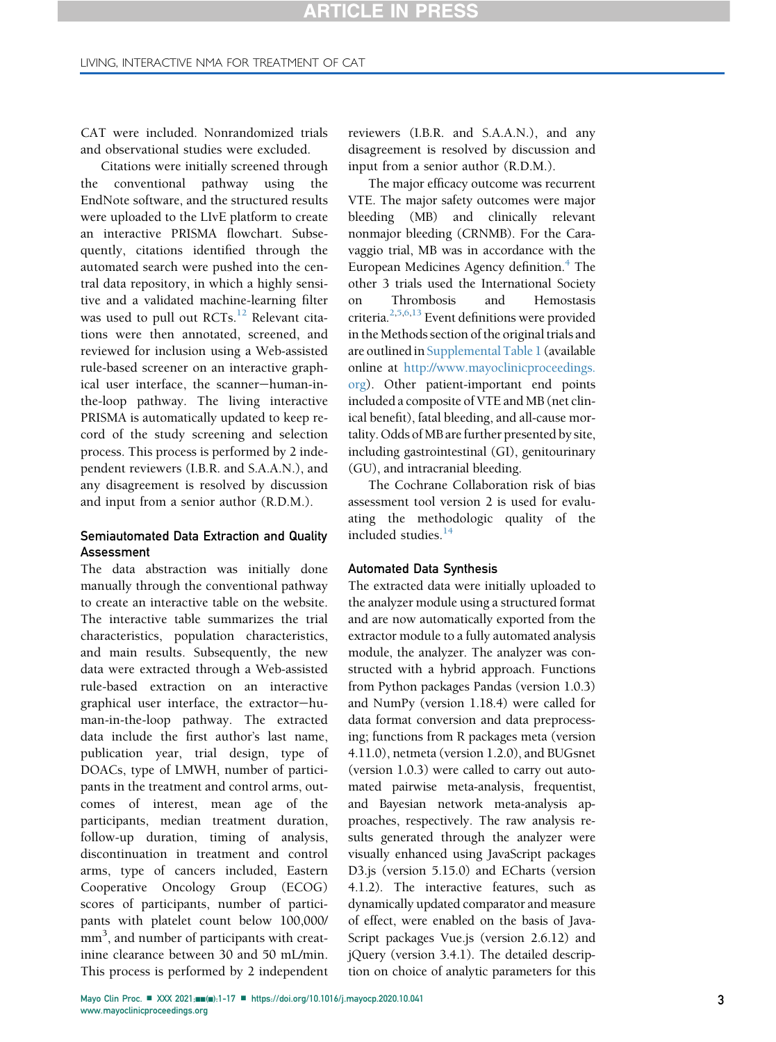CAT were included. Nonrandomized trials and observational studies were excluded.

Citations were initially screened through the conventional pathway using the EndNote software, and the structured results were uploaded to the LIvE platform to create an interactive PRISMA flowchart. Subsequently, citations identified through the automated search were pushed into the central data repository, in which a highly sensitive and a validated machine-learning filter was used to pull out RCTs.[12] Relevant citations were then annotated, screened, and reviewed for inclusion using a Web-assisted rule-based screener on an interactive graphical user interface, the scanner−human-in-the-loop pathway. The living interactive PRISMA is automatically updated to keep record of the study screening and selection process. This process is performed by 2 independent reviewers (I.B.R. and S.A.A.N.), and any disagreement is resolved by discussion and input from a senior author (R.D.M.).

### Semiautomated Data Extraction and Quality Assessment

The data abstraction was initially done manually through the conventional pathway to create an interactive table on the website. The interactive table summarizes the trial characteristics, population characteristics, and main results. Subsequently, the new data were extracted through a Web-assisted rule-based extraction on an interactive graphical user interface, the extractor−human-in-the-loop pathway. The extracted data include the first author's last name, publication year, trial design, type of DOACs, type of LMWH, number of participants in the treatment and control arms, outcomes of interest, mean age of the participants, median treatment duration, follow-up duration, timing of analysis, discontinuation in treatment and control arms, type of cancers included, Eastern Cooperative Oncology Group (ECOG) scores of participants, number of participants with platelet count below 100,000/mm$^3$, and number of participants with creatinine clearance between 30 and 50 mL/min. This process is performed by 2 independent reviewers (I.B.R. and S.A.A.N.), and any disagreement is resolved by discussion and input from a senior author (R.D.M.).

The major efficacy outcome was recurrent VTE. The major safety outcomes were major bleeding (MB) and clinically relevant nonmajor bleeding (CRNMB). For the Caravaggio trial, MB was in accordance with the European Medicines Agency definition.[4] The other 3 trials used the International Society on Thrombosis and Hemostasis criteria.[2,5,6,13] Event definitions were provided in the Methods section of the original trials and are outlined in Supplemental Table 1 (available online at http://www.mayoclinicproceedings.org). Other patient-important end points included a composite of VTE and MB (net clinical benefit), fatal bleeding, and all-cause mortality. Odds of MB are further presented by site, including gastrointestinal (GI), genitourinary (GU), and intracranial bleeding.

The Cochrane Collaboration risk of bias assessment tool version 2 is used for evaluating the methodologic quality of the included studies.[14]

### Automated Data Synthesis

The extracted data were initially uploaded to the analyzer module using a structured format and are now automatically exported from the extractor module to a fully automated analysis module, the analyzer. The analyzer was constructed with a hybrid approach. Functions from Python packages Pandas (version 1.0.3) and NumPy (version 1.18.4) were called for data format conversion and data preprocessing; functions from R packages meta (version 4.11.0), netmeta (version 1.2.0), and BUGSnet (version 1.0.3) were called to carry out automated pairwise meta-analysis, frequentist, and Bayesian network meta-analysis approaches, respectively. The raw analysis results generated through the analyzer were visually enhanced using JavaScript packages D3.js (version 5.15.0) and ECharts (version 4.1.2). The interactive features, such as dynamically updated comparator and measure of effect, were enabled on the basis of JavaScript packages Vue.js (version 2.6.12) and jQuery (version 3.4.1). The detailed description on choice of analytic parameters for this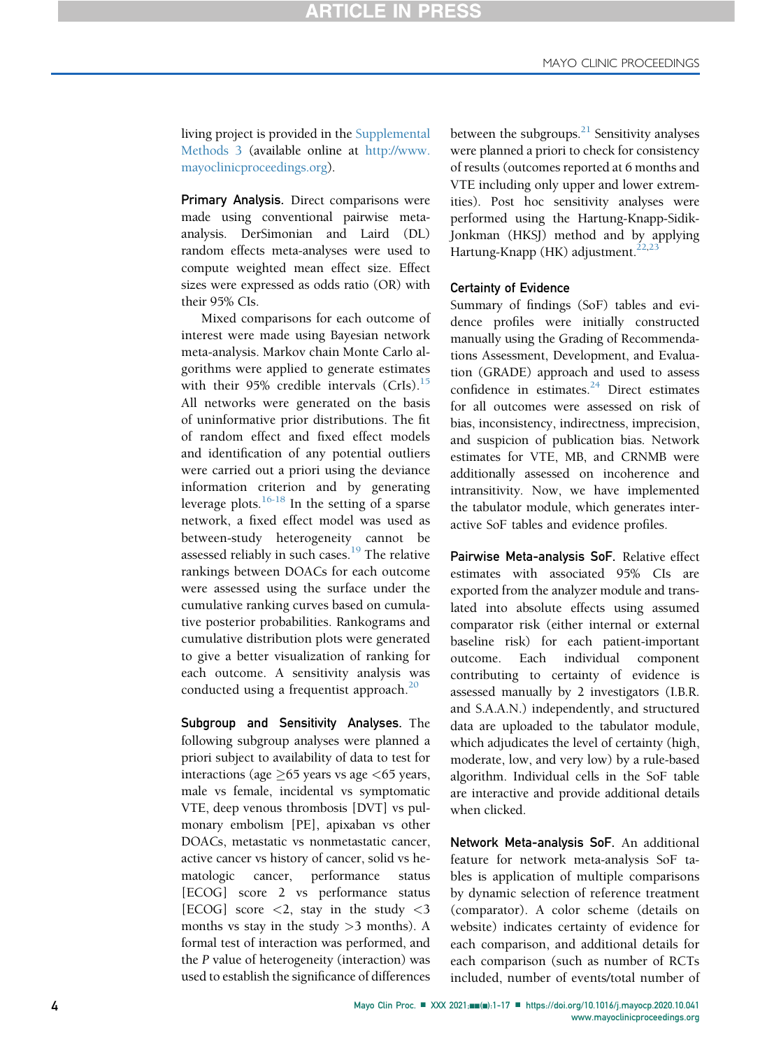living project is provided in the Supplemental Methods 3 (available online at http://www.mayoclinicproceedings.org).

**Primary Analysis.** Direct comparisons were made using conventional pairwise meta-analysis. DerSimonian and Laird (DL) random effects meta-analyses were used to compute weighted mean effect size. Effect sizes were expressed as odds ratio (OR) with their 95% CIs.

Mixed comparisons for each outcome of interest were made using Bayesian network meta-analysis. Markov chain Monte Carlo algorithms were applied to generate estimates with their 95% credible intervals (CrIs).[15] All networks were generated on the basis of uninformative prior distributions. The fit of random effect and fixed effect models and identification of any potential outliers were carried out a priori using the deviance information criterion and by generating leverage plots.[16-18] In the setting of a sparse network, a fixed effect model was used as between-study heterogeneity cannot be assessed reliably in such cases.[19] The relative rankings between DOACs for each outcome were assessed using the surface under the cumulative ranking curves based on cumulative posterior probabilities. Rankograms and cumulative distribution plots were generated to give a better visualization of ranking for each outcome. A sensitivity analysis was conducted using a frequentist approach.[20]

**Subgroup and Sensitivity Analyses.** The following subgroup analyses were planned a priori subject to availability of data to test for interactions (age ≥65 years vs age <65 years, male vs female, incidental vs symptomatic VTE, deep venous thrombosis [DVT] vs pulmonary embolism [PE], apixaban vs other DOACs, metastatic vs nonmetastatic cancer, active cancer vs history of cancer, solid vs hematologic cancer, performance status [ECOG] score 2 vs performance status [ECOG] score <2, stay in the study <3 months vs stay in the study >3 months). A formal test of interaction was performed, and the *P* value of heterogeneity (interaction) was used to establish the significance of differences between the subgroups.[21] Sensitivity analyses were planned a priori to check for consistency of results (outcomes reported at 6 months and VTE including only upper and lower extremities). Post hoc sensitivity analyses were performed using the Hartung-Knapp-Sidik-Jonkman (HKSJ) method and by applying Hartung-Knapp (HK) adjustment.[22,23]

### Certainty of Evidence

Summary of findings (SoF) tables and evidence profiles were initially constructed manually using the Grading of Recommendations Assessment, Development, and Evaluation (GRADE) approach and used to assess confidence in estimates.[24] Direct estimates for all outcomes were assessed on risk of bias, inconsistency, indirectness, imprecision, and suspicion of publication bias. Network estimates for VTE, MB, and CRNMB were additionally assessed on incoherence and intransitivity. Now, we have implemented the tabulator module, which generates interactive SoF tables and evidence profiles.

**Pairwise Meta-analysis SoF.** Relative effect estimates with associated 95% CIs are exported from the analyzer module and translated into absolute effects using assumed comparator risk (either internal or external baseline risk) for each patient-important outcome. Each individual component contributing to certainty of evidence is assessed manually by 2 investigators (I.B.R. and S.A.A.N.) independently, and structured data are uploaded to the tabulator module, which adjudicates the level of certainty (high, moderate, low, and very low) by a rule-based algorithm. Individual cells in the SoF table are interactive and provide additional details when clicked.

**Network Meta-analysis SoF.** An additional feature for network meta-analysis SoF tables is application of multiple comparisons by dynamic selection of reference treatment (comparator). A color scheme (details on website) indicates certainty of evidence for each comparison, and additional details for each comparison (such as number of RCTs included, number of events/total number of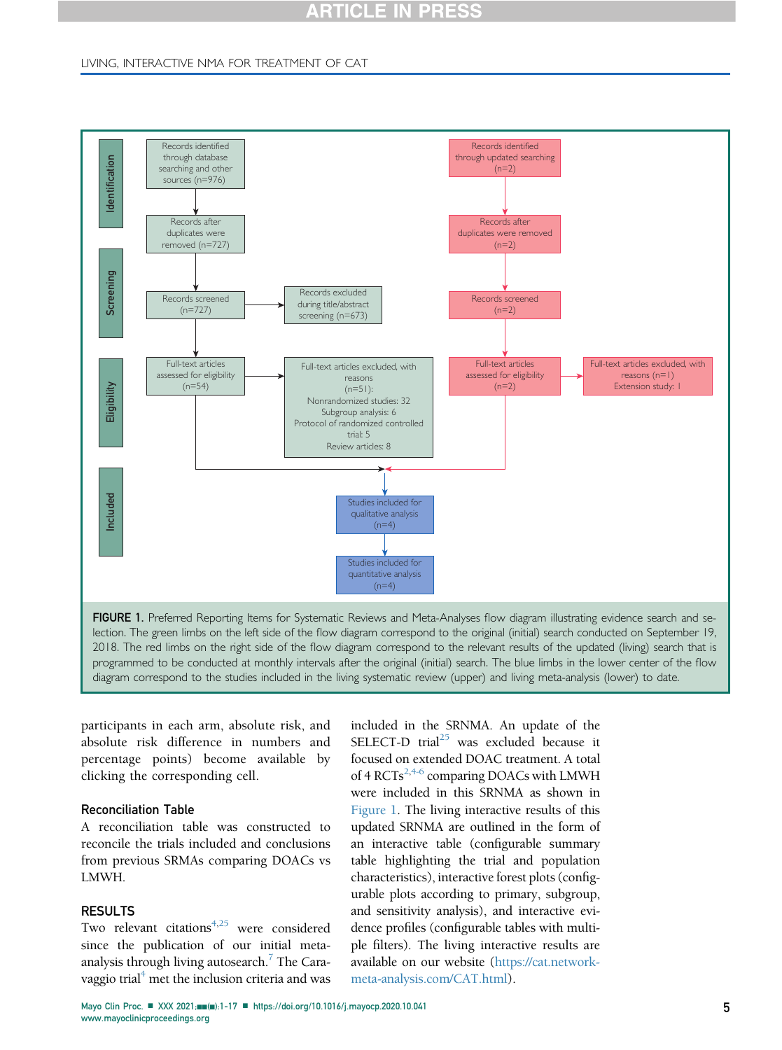Records identified through database searching and other sources (n=976)

Records after duplicates were removed (n=727)

Records screened (n=727)

Records excluded during title/abstract screening (n=673)

Full-text articles assessed for eligibility (n=54)

Full-text articles excluded, with reasons (n=51): Nonrandomized studies: 32 Subgroup analysis: 6 Protocol of randomized controlled trial: 5 Review articles: 8

Records identified through updated searching (n=2)

Records after duplicates were removed (n=2)

Records screened (n=2)

Full-text articles assessed for eligibility (n=2)

Full-text articles excluded, with reasons (n=1) Extension study: 1

Studies included for qualitative analysis (n=4)

Studies included for quantitative analysis (n=4)

Identification

Screening

Eligibility

Included

**FIGURE 1.** Preferred Reporting Items for Systematic Reviews and Meta-Analyses flow diagram illustrating evidence search and selection. The green limbs on the left side of the flow diagram correspond to the original (initial) search conducted on September 19, 2018. The red limbs on the right side of the flow diagram correspond to the relevant results of the updated (living) search that is programmed to be conducted at monthly intervals after the original (initial) search. The blue limbs in the lower center of the flow diagram correspond to the studies included in the living systematic review (upper) and living meta-analysis (lower) to date.

participants in each arm, absolute risk, and absolute risk difference in numbers and percentage points) become available by clicking the corresponding cell.

### Reconciliation Table

A reconciliation table was constructed to reconcile the trials included and conclusions from previous SRMAs comparing DOACs vs LMWH.

## RESULTS

Two relevant citations[4,25] were considered since the publication of our initial meta-analysis through living autosearch.[7] The Caravaggio trial[4] met the inclusion criteria and was included in the SRNMA. An update of the SELECT-D trial[25] was excluded because it focused on extended DOAC treatment. A total of 4 RCTs[2,4-6] comparing DOACs with LMWH were included in this SRNMA as shown in Figure 1. The living interactive results of this updated SRNMA are outlined in the form of an interactive table (configurable summary table highlighting the trial and population characteristics), interactive forest plots (configurable plots according to primary, subgroup, and sensitivity analysis), and interactive evidence profiles (configurable tables with multiple filters). The living interactive results are available on our website (https://cat.network-meta-analysis.com/CAT.html).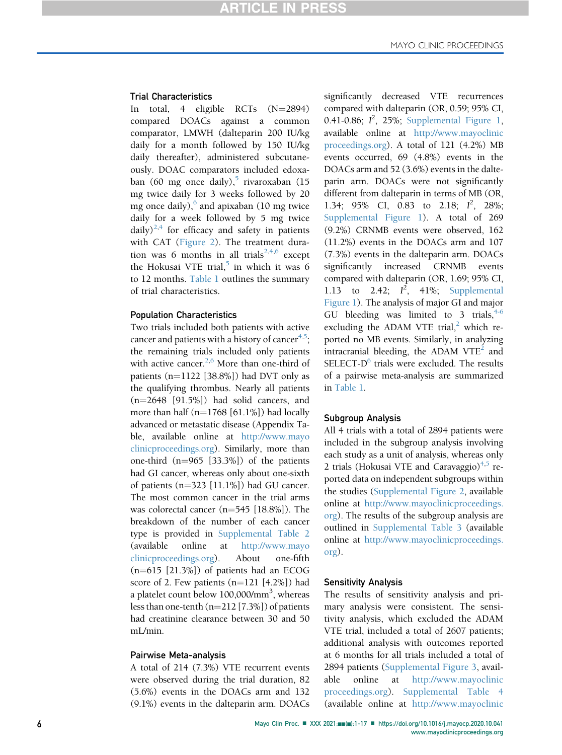### Trial Characteristics

In total, 4 eligible RCTs (N=2894) compared DOACs against a common comparator, LMWH (dalteparin 200 IU/kg daily for a month followed by 150 IU/kg daily thereafter), administered subcutaneously. DOAC comparators included edoxaban (60 mg once daily),[5] rivaroxaban (15 mg twice daily for 3 weeks followed by 20 mg once daily),[6] and apixaban (10 mg twice daily for a week followed by 5 mg twice daily)[2,4] for efficacy and safety in patients with CAT (Figure 2). The treatment duration was 6 months in all trials[2,4,6] except the Hokusai VTE trial,[5] in which it was 6 to 12 months. Table 1 outlines the summary of trial characteristics.

### Population Characteristics

Two trials included both patients with active cancer and patients with a history of cancer[4,5]; the remaining trials included only patients with active cancer.[2,6] More than one-third of patients (n=1122 [38.8%]) had DVT only as the qualifying thrombus. Nearly all patients (n=2648 [91.5%]) had solid cancers, and more than half (n=1768 [61.1%]) had locally advanced or metastatic disease (Appendix Table, available online at http://www.mayoclinicproceedings.org). Similarly, more than one-third (n=965 [33.3%]) of the patients had GI cancer, whereas only about one-sixth of patients (n=323 [11.1%]) had GU cancer. The most common cancer in the trial arms was colorectal cancer (n=545 [18.8%]). The breakdown of the number of each cancer type is provided in Supplemental Table 2 (available online at http://www.mayoclinicproceedings.org). About one-fifth (n=615 [21.3%]) of patients had an ECOG score of 2. Few patients (n=121 [4.2%]) had a platelet count below 100,000/mm$^3$, whereas less than one-tenth (n=212 [7.3%]) of patients had creatinine clearance between 30 and 50 mL/min.

### Pairwise Meta-analysis

A total of 214 (7.3%) VTE recurrent events were observed during the trial duration, 82 (5.6%) events in the DOACs arm and 132 (9.1%) events in the dalteparin arm. DOACs significantly decreased VTE recurrences compared with dalteparin (OR, 0.59; 95% CI, 0.41-0.86; $I^2$, 25%; Supplemental Figure 1, available online at http://www.mayoclinicproceedings.org). A total of 121 (4.2%) MB events occurred, 69 (4.8%) events in the DOACs arm and 52 (3.6%) events in the dalteparin arm. DOACs were not significantly different from dalteparin in terms of MB (OR, 1.34; 95% CI, 0.83 to 2.18; $I^2$, 28%; Supplemental Figure 1). A total of 269 (9.2%) CRNMB events were observed, 162 (11.2%) events in the DOACs arm and 107 (7.3%) events in the dalteparin arm. DOACs significantly increased CRNMB events compared with dalteparin (OR, 1.69; 95% CI, 1.13 to 2.42; $I^2$, 41%; Supplemental Figure 1). The analysis of major GI and major GU bleeding was limited to 3 trials,[4-6] excluding the ADAM VTE trial,[2] which reported no MB events. Similarly, in analyzing intracranial bleeding, the ADAM VTE[2] and SELECT-D[6] trials were excluded. The results of a pairwise meta-analysis are summarized in Table 1.

### Subgroup Analysis

All 4 trials with a total of 2894 patients were included in the subgroup analysis involving each study as a unit of analysis, whereas only 2 trials (Hokusai VTE and Caravaggio)[4,5] reported data on independent subgroups within the studies (Supplemental Figure 2, available online at http://www.mayoclinicproceedings.org). The results of the subgroup analysis are outlined in Supplemental Table 3 (available online at http://www.mayoclinicproceedings.org).

### Sensitivity Analysis

The results of sensitivity analysis and primary analysis were consistent. The sensitivity analysis, which excluded the ADAM VTE trial, included a total of 2607 patients; additional analysis with outcomes reported at 6 months for all trials included a total of 2894 patients (Supplemental Figure 3, available online at http://www.mayoclinicproceedings.org). Supplemental Table 4 (available online at http://www.mayoclinic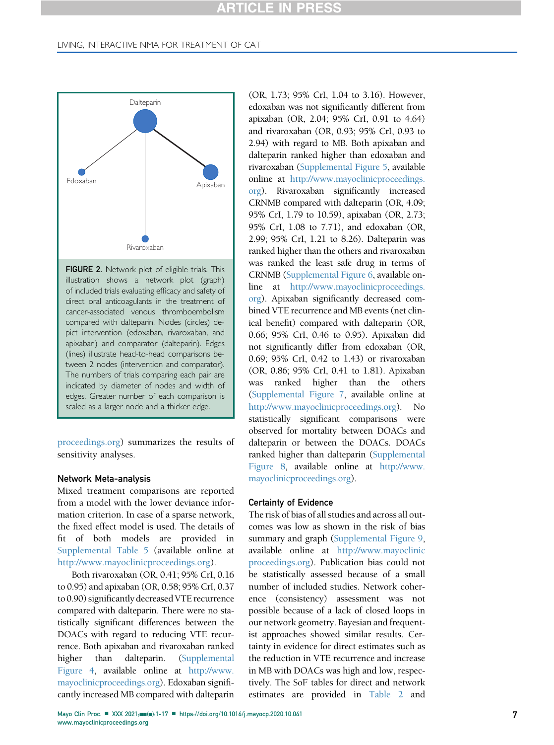FIGURE 2. Network plot of eligible trials. This illustration shows a network plot (graph) of included trials evaluating efficacy and safety of direct oral anticoagulants in the treatment of cancer-associated venous thromboembolism compared with dalteparin. Nodes (circles) depict intervention (edoxaban, rivaroxaban, and apixaban) and comparator (dalteparin). Edges (lines) illustrate head-to-head comparisons between 2 nodes (intervention and comparator). The numbers of trials comparing each pair are indicated by diameter of nodes and width of edges. Greater number of each comparison is scaled as a larger node and a thicker edge.

proceedings.org) summarizes the results of sensitivity analyses.

### Network Meta-analysis

Mixed treatment comparisons are reported from a model with the lower deviance information criterion. In case of a sparse network, the fixed effect model is used. The details of fit of both models are provided in Supplemental Table 5 (available online at http://www.mayoclinicproceedings.org).

Both rivaroxaban (OR, 0.41; 95% CrI, 0.16 to 0.95) and apixaban (OR, 0.58; 95% CrI, 0.37 to 0.90) significantly decreased VTE recurrence compared with dalteparin. There were no statistically significant differences between the DOACs with regard to reducing VTE recurrence. Both apixaban and rivaroxaban ranked higher than dalteparin. (Supplemental Figure 4, available online at http://www.mayoclinicproceedings.org). Edoxaban significantly increased MB compared with dalteparin (OR, 1.73; 95% CrI, 1.04 to 3.16). However, edoxaban was not significantly different from apixaban (OR, 2.04; 95% CrI, 0.91 to 4.64) and rivaroxaban (OR, 0.93; 95% CrI, 0.93 to 2.94) with regard to MB. Both apixaban and dalteparin ranked higher than edoxaban and rivaroxaban (Supplemental Figure 5, available online at http://www.mayoclinicproceedings.org). Rivaroxaban significantly increased CRNMB compared with dalteparin (OR, 4.09; 95% CrI, 1.79 to 10.59), apixaban (OR, 2.73; 95% CrI, 1.08 to 7.71), and edoxaban (OR, 2.99; 95% CrI, 1.21 to 8.26). Dalteparin was ranked higher than the others and rivaroxaban was ranked the least safe drug in terms of CRNMB (Supplemental Figure 6, available online at http://www.mayoclinicproceedings.org). Apixaban significantly decreased combined VTE recurrence and MB events (net clinical benefit) compared with dalteparin (OR, 0.66; 95% CrI, 0.46 to 0.95). Apixaban did not significantly differ from edoxaban (OR, 0.69; 95% CrI, 0.42 to 1.43) or rivaroxaban (OR, 0.86; 95% CrI, 0.41 to 1.81). Apixaban was ranked higher than the others (Supplemental Figure 7, available online at http://www.mayoclinicproceedings.org). No statistically significant comparisons were observed for mortality between DOACs and dalteparin or between the DOACs. DOACs ranked higher than dalteparin (Supplemental Figure 8, available online at http://www.mayoclinicproceedings.org).

### Certainty of Evidence

The risk of bias of all studies and across all outcomes was low as shown in the risk of bias summary and graph (Supplemental Figure 9, available online at http://www.mayoclinicproceedings.org). Publication bias could not be statistically assessed because of a small number of included studies. Network coherence (consistency) assessment was not possible because of a lack of closed loops in our network geometry. Bayesian and frequentist approaches showed similar results. Certainty in evidence for direct estimates such as the reduction in VTE recurrence and increase in MB with DOACs was high and low, respectively. The SoF tables for direct and network estimates are provided in Table 2 and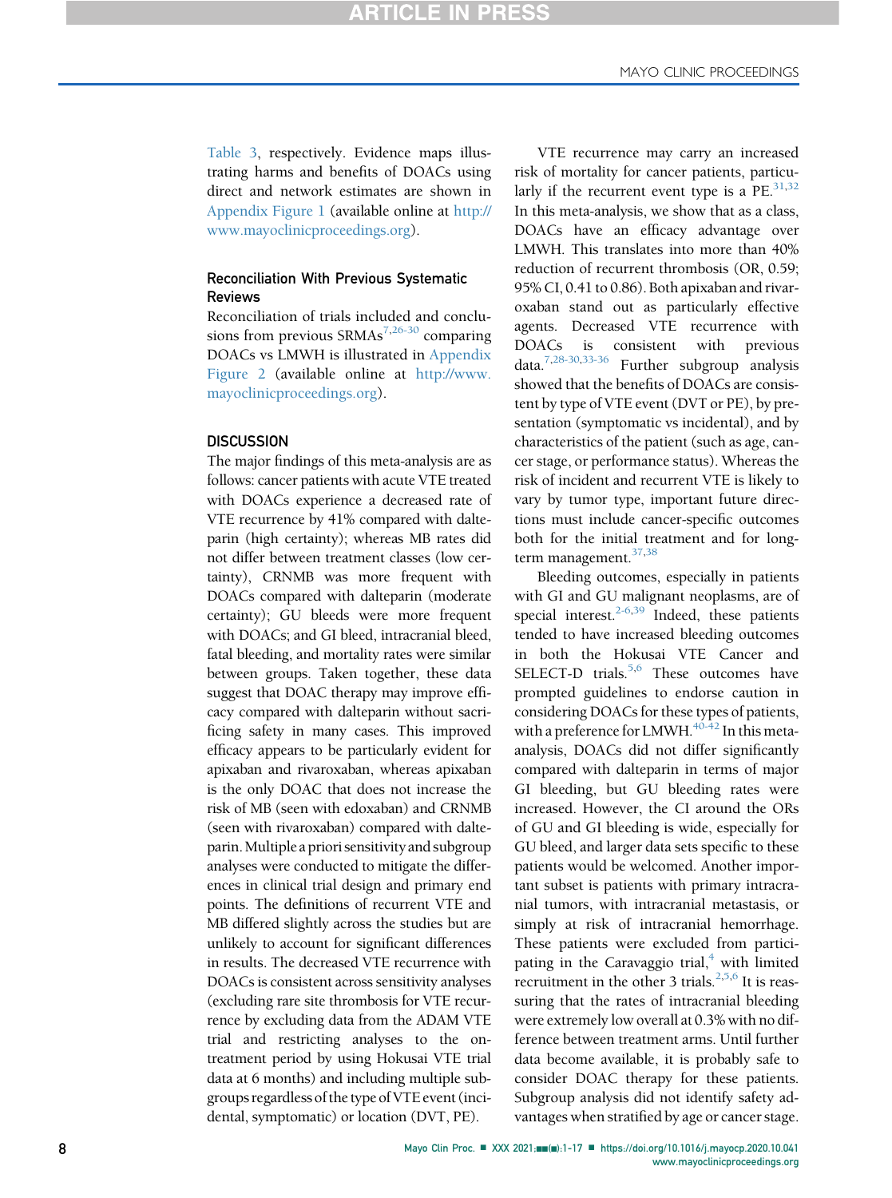Table 3, respectively. Evidence maps illustrating harms and benefits of DOACs using direct and network estimates are shown in Appendix Figure 1 (available online at http://www.mayoclinicproceedings.org).

### Reconciliation With Previous Systematic Reviews

Reconciliation of trials included and conclusions from previous SRMAs[7,26-30] comparing DOACs vs LMWH is illustrated in Appendix Figure 2 (available online at http://www.mayoclinicproceedings.org).

## DISCUSSION

The major findings of this meta-analysis are as follows: cancer patients with acute VTE treated with DOACs experience a decreased rate of VTE recurrence by 41% compared with dalteparin (high certainty); whereas MB rates did not differ between treatment classes (low certainty), CRNMB was more frequent with DOACs compared with dalteparin (moderate certainty); GU bleeds were more frequent with DOACs; and GI bleed, intracranial bleed, fatal bleeding, and mortality rates were similar between groups. Taken together, these data suggest that DOAC therapy may improve efficacy compared with dalteparin without sacrificing safety in many cases. This improved efficacy appears to be particularly evident for apixaban and rivaroxaban, whereas apixaban is the only DOAC that does not increase the risk of MB (seen with edoxaban) and CRNMB (seen with rivaroxaban) compared with dalteparin. Multiple a priori sensitivity and subgroup analyses were conducted to mitigate the differences in clinical trial design and primary end points. The definitions of recurrent VTE and MB differed slightly across the studies but are unlikely to account for significant differences in results. The decreased VTE recurrence with DOACs is consistent across sensitivity analyses (excluding rare site thrombosis for VTE recurrence by excluding data from the ADAM VTE trial and restricting analyses to the on-treatment period by using Hokusai VTE trial data at 6 months) and including multiple subgroups regardless of the type of VTE event (incidental, symptomatic) or location (DVT, PE).

VTE recurrence may carry an increased risk of mortality for cancer patients, particularly if the recurrent event type is a PE.[31,32] In this meta-analysis, we show that as a class, DOACs have an efficacy advantage over LMWH. This translates into more than 40% reduction of recurrent thrombosis (OR, 0.59; 95% CI, 0.41 to 0.86). Both apixaban and rivaroxaban stand out as particularly effective agents. Decreased VTE recurrence with DOACs is consistent with previous data.[7,28-30,33-36] Further subgroup analysis showed that the benefits of DOACs are consistent by type of VTE event (DVT or PE), by presentation (symptomatic vs incidental), and by characteristics of the patient (such as age, cancer stage, or performance status). Whereas the risk of incident and recurrent VTE is likely to vary by tumor type, important future directions must include cancer-specific outcomes both for the initial treatment and for long-term management.[37,38]

Bleeding outcomes, especially in patients with GI and GU malignant neoplasms, are of special interest.[2-6,39] Indeed, these patients tended to have increased bleeding outcomes in both the Hokusai VTE Cancer and SELECT-D trials.[5,6] These outcomes have prompted guidelines to endorse caution in considering DOACs for these types of patients, with a preference for LMWH.[40-42] In this meta-analysis, DOACs did not differ significantly compared with dalteparin in terms of major GI bleeding, but GU bleeding rates were increased. However, the CI around the ORs of GU and GI bleeding is wide, especially for GU bleed, and larger data sets specific to these patients would be welcomed. Another important subset is patients with primary intracranial tumors, with intracranial metastasis, or simply at risk of intracranial hemorrhage. These patients were excluded from participating in the Caravaggio trial,[4] with limited recruitment in the other 3 trials.[2,5,6] It is reassuring that the rates of intracranial bleeding were extremely low overall at 0.3% with no difference between treatment arms. Until further data become available, it is probably safe to consider DOAC therapy for these patients. Subgroup analysis did not identify safety advantages when stratified by age or cancer stage.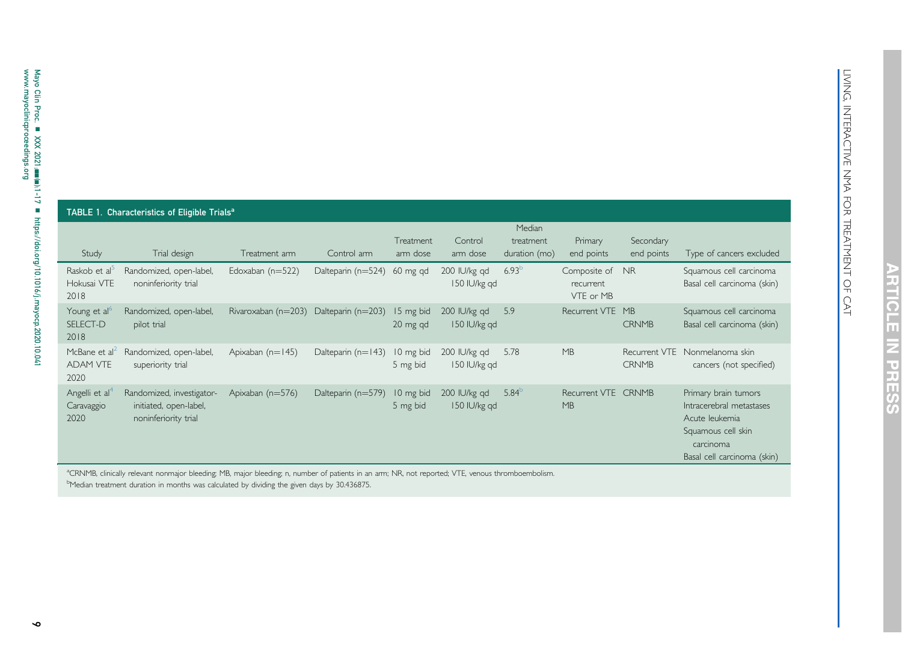**TABLE 1. Characteristics of Eligible Trials[a]**

| Study | Trial design | Treatment arm | Control arm | Treatment arm dose | Control arm dose | Median treatment duration (mo) | Primary end points | Secondary end points | Type of cancers excluded |
|---|---|---|---|---|---|---|---|---|---|
| Raskob et al[5] Hokusai VTE 2018 | Randomized, open-label, noninferiority trial | Edoxaban (n=522) | Dalteparin (n=524) | 60 mg qd | 200 IU/kg qd 150 IU/kg qd | 6.93[b] | Composite of recurrent VTE or MB | NR | Squamous cell carcinoma Basal cell carcinoma (skin) |
| Young et al[6] SELECT-D 2018 | Randomized, open-label, pilot trial | Rivaroxaban (n=203) | Dalteparin (n=203) | 15 mg bid 20 mg qd | 200 IU/kg qd 150 IU/kg qd | 5.9 | Recurrent VTE | MB CRNMB | Squamous cell carcinoma Basal cell carcinoma (skin) |
| McBane et al[2] ADAM VTE 2020 | Randomized, open-label, superiority trial | Apixaban (n=145) | Dalteparin (n=143) | 10 mg bid 5 mg bid | 200 IU/kg qd 150 IU/kg qd | 5.78 | MB | Recurrent VTE CRNMB | Nonmelanoma skin cancers (not specified) |
| Angelli et al[4] Caravaggio 2020 | Randomized, investigator-initiated, open-label, noninferiority trial | Apixaban (n=576) | Dalteparin (n=579) | 10 mg bid 5 mg bid | 200 IU/kg qd 150 IU/kg qd | 5.84[b] | Recurrent VTE MB | CRNMB | Primary brain tumors Intracerebral metastases Acute leukemia Squamous cell skin carcinoma Basal cell carcinoma (skin) |

[a]CRNMB, clinically relevant nonmajor bleeding; MB, major bleeding; n, number of patients in an arm; NR, not reported; VTE, venous thromboembolism.
[b]Median treatment duration in months was calculated by dividing the given days by 30.436875.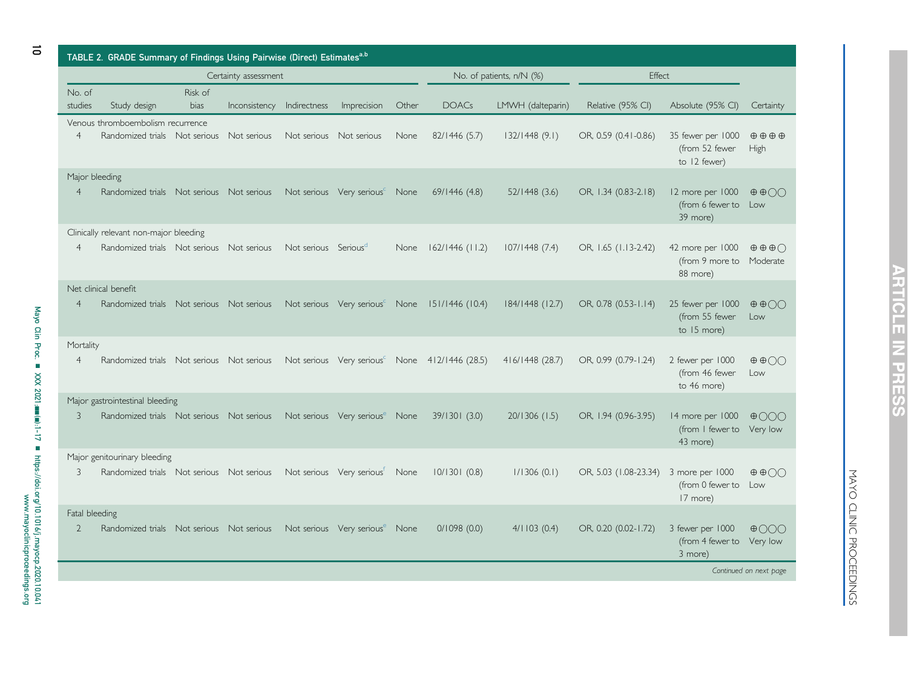**TABLE 2. GRADE Summary of Findings Using Pairwise (Direct) Estimates[a,b]**

| Certainty assessment | | | | | | | No. of patients, n/N (%) | | Effect | | |
|---|---|---|---|---|---|---|---|---|---|---|---|
| No. of studies | Study design | Risk of bias | Inconsistency | Indirectness | Imprecision | Other | DOACs | LMWH (dalteparin) | Relative (95% CI) | Absolute (95% CI) | Certainty |
| **Venous thromboembolism recurrence** | | | | | | | | | | | |
| 4 | Randomized trials | Not serious | Not serious | Not serious | Not serious | None | 82/1446 (5.7) | 132/1448 (9.1) | OR, 0.59 (0.41-0.86) | 35 fewer per 1000 (from 52 fewer to 12 fewer) | ⊕⊕⊕⊕ High |
| **Major bleeding** | | | | | | | | | | | |
| 4 | Randomized trials | Not serious | Not serious | Not serious | Very serious[c] | None | 69/1446 (4.8) | 52/1448 (3.6) | OR, 1.34 (0.83-2.18) | 12 more per 1000 (from 6 fewer to 39 more) | ⊕⊕◯◯ Low |
| **Clinically relevant non-major bleeding** | | | | | | | | | | | |
| 4 | Randomized trials | Not serious | Not serious | Not serious | Serious[d] | None | 162/1446 (11.2) | 107/1448 (7.4) | OR, 1.65 (1.13-2.42) | 42 more per 1000 (from 9 more to 88 more) | ⊕⊕⊕◯ Moderate |
| **Net clinical benefit** | | | | | | | | | | | |
| 4 | Randomized trials | Not serious | Not serious | Not serious | Very serious[c] | None | 151/1446 (10.4) | 184/1448 (12.7) | OR, 0.78 (0.53-1.14) | 25 fewer per 1000 (from 55 fewer to 15 more) | ⊕⊕◯◯ Low |
| **Mortality** | | | | | | | | | | | |
| 4 | Randomized trials | Not serious | Not serious | Not serious | Very serious[c] | None | 412/1446 (28.5) | 416/1448 (28.7) | OR, 0.99 (0.79-1.24) | 2 fewer per 1000 (from 46 fewer to 46 more) | ⊕⊕◯◯ Low |
| **Major gastrointestinal bleeding** | | | | | | | | | | | |
| 3 | Randomized trials | Not serious | Not serious | Not serious | Very serious[e] | None | 39/1301 (3.0) | 20/1306 (1.5) | OR, 1.94 (0.96-3.95) | 14 more per 1000 (from 1 fewer to 43 more) | ⊕◯◯◯ Very low |
| **Major genitourinary bleeding** | | | | | | | | | | | |
| 3 | Randomized trials | Not serious | Not serious | Not serious | Very serious[f] | None | 10/1301 (0.8) | 1/1306 (0.1) | OR, 5.03 (1.08-23.34) | 3 more per 1000 (from 0 fewer to 17 more) | ⊕⊕◯◯ Low |
| **Fatal bleeding** | | | | | | | | | | | |
| 2 | Randomized trials | Not serious | Not serious | Not serious | Very serious[e] | None | 0/1098 (0.0) | 4/1103 (0.4) | OR, 0.20 (0.02-1.72) | 3 fewer per 1000 (from 4 fewer to 3 more) | ⊕◯◯◯ Very low |

*Continued on next page*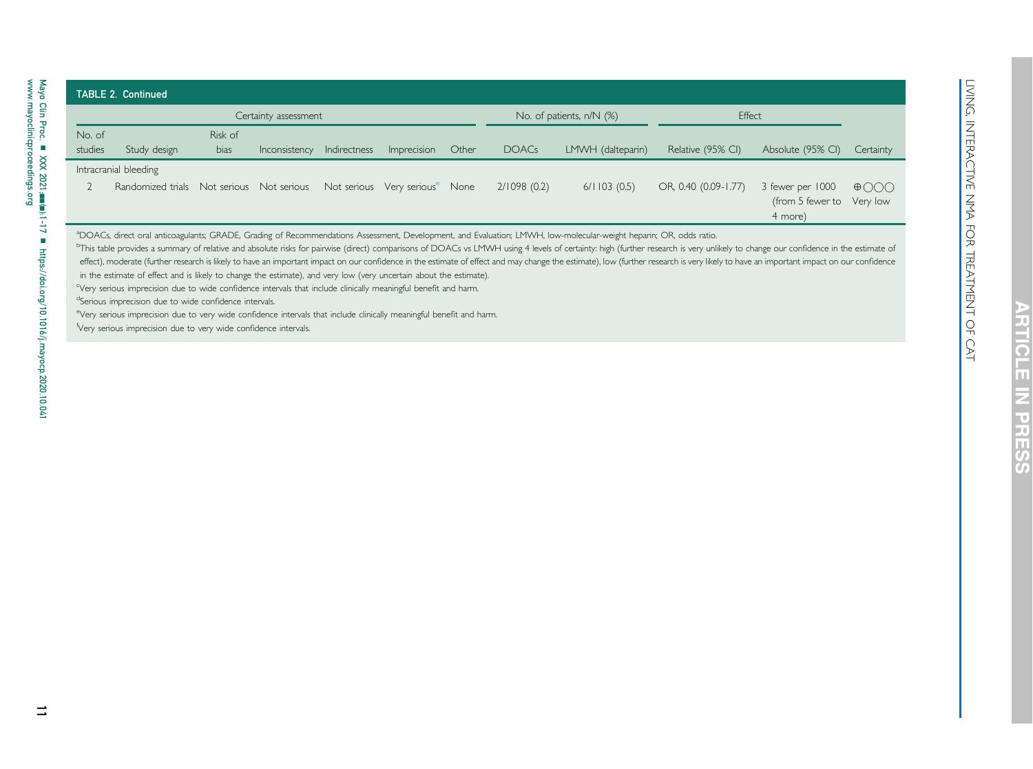**TABLE 2. Continued**

| Certainty assessment | | | | | | | No. of patients, n/N (%) | | Effect | | |
|---|---|---|---|---|---|---|---|---|---|---|---|
| No. of studies | Study design | Risk of bias | Inconsistency | Indirectness | Imprecision | Other | DOACs | LMWH (dalteparin) | Relative (95% CI) | Absolute (95% CI) | Certainty |
| Intracranial bleeding | | | | | | | | | | | |
| 2 | Randomized trials | Not serious | Not serious | Not serious | Very serious[e] | None | 2/1098 (0.2) | 6/1103 (0.5) | OR, 0.40 (0.09-1.77) | 3 fewer per 1000 (from 5 fewer to 4 more) | ⊕◯◯◯ Very low |

[a]DOACs, direct oral anticoagulants; GRADE, Grading of Recommendations Assessment, Development, and Evaluation; LMWH, low-molecular-weight heparin; OR, odds ratio.

[b]This table provides a summary of relative and absolute risks for pairwise (direct) comparisons of DOACs vs LMWH using 4 levels of certainty: high (further research is very unlikely to change our confidence in the estimate of effect), moderate (further research is likely to have an important impact on our confidence in the estimate of effect and may change the estimate), low (further research is very likely to have an important impact on our confidence in the estimate of effect and is likely to change the estimate), and very low (very uncertain about the estimate).

[c]Very serious imprecision due to wide confidence intervals that include clinically meaningful benefit and harm.

[d]Serious imprecision due to wide confidence intervals.

[e]Very serious imprecision due to very wide confidence intervals that include clinically meaningful benefit and harm.

[f]Very serious imprecision due to very wide confidence intervals.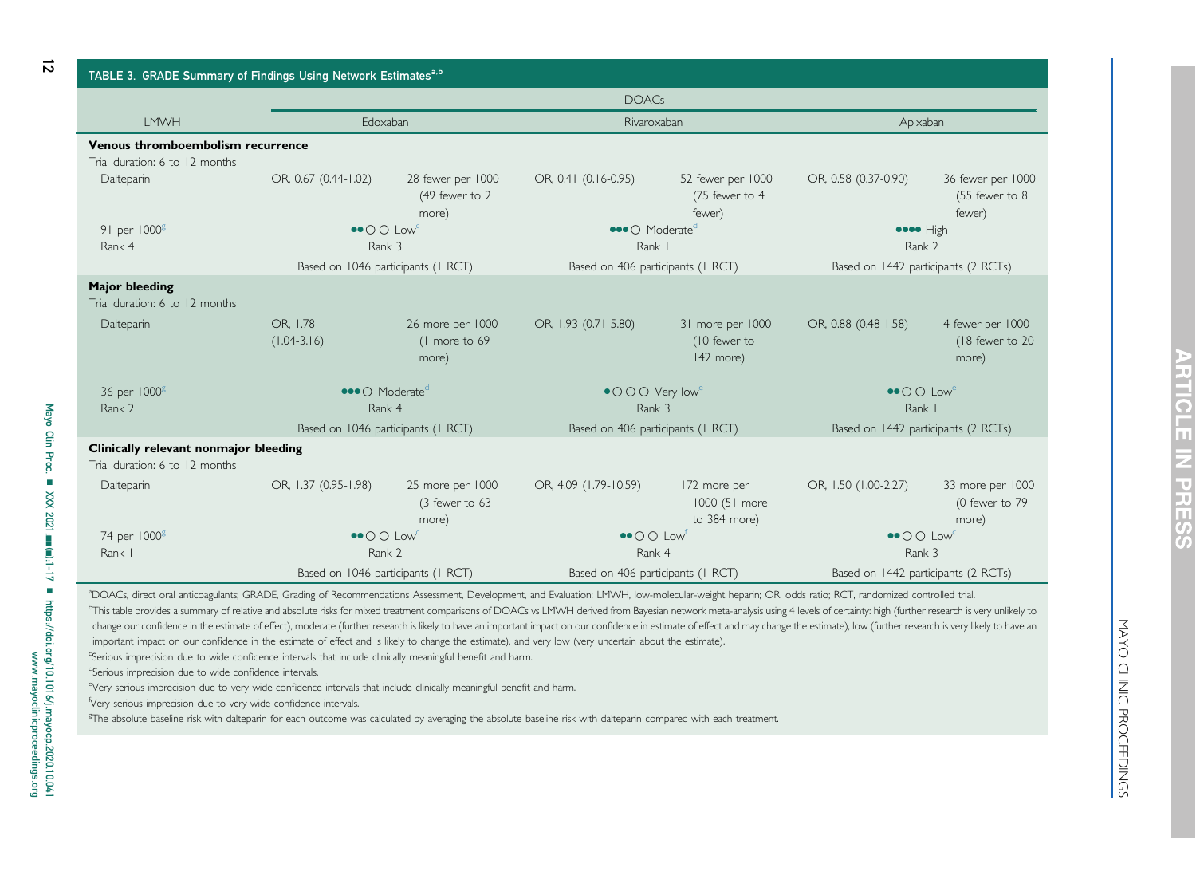TABLE 3. GRADE Summary of Findings Using Network Estimates[a,b]

| LMWH | DOACs | | | | | |
|---|---|---|---|---|---|---|
| | Edoxaban | | Rivaroxaban | | Apixaban | |
| **Venous thromboembolism recurrence** | | | | | | |
| Trial duration: 6 to 12 months | | | | | | |
| Dalteparin | OR, 0.67 (0.44-1.02) | 28 fewer per 1000 (49 fewer to 2 more) | OR, 0.41 (0.16-0.95) | 52 fewer per 1000 (75 fewer to 4 fewer) | OR, 0.58 (0.37-0.90) | 36 fewer per 1000 (55 fewer to 8 fewer) |
| 91 per 1000[g] | ●●○○ Low[c] | | ●●●○ Moderate[d] | | ●●●● High | |
| Rank 4 | Rank 3 | | Rank 1 | | Rank 2 | |
| | Based on 1046 participants (1 RCT) | | Based on 406 participants (1 RCT) | | Based on 1442 participants (2 RCTs) | |
| **Major bleeding** | | | | | | |
| Trial duration: 6 to 12 months | | | | | | |
| Dalteparin | OR, 1.78 (1.04-3.16) | 26 more per 1000 (1 more to 69 more) | OR, 1.93 (0.71-5.80) | 31 more per 1000 (10 fewer to 142 more) | OR, 0.88 (0.48-1.58) | 4 fewer per 1000 (18 fewer to 20 more) |
| 36 per 1000[g] | ●●●○ Moderate[d] | | ●○○○ Very low[e] | | ●●○○ Low[e] | |
| Rank 2 | Rank 4 | | Rank 3 | | Rank 1 | |
| | Based on 1046 participants (1 RCT) | | Based on 406 participants (1 RCT) | | Based on 1442 participants (2 RCTs) | |
| **Clinically relevant nonmajor bleeding** | | | | | | |
| Trial duration: 6 to 12 months | | | | | | |
| Dalteparin | OR, 1.37 (0.95-1.98) | 25 more per 1000 (3 fewer to 63 more) | OR, 4.09 (1.79-10.59) | 172 more per 1000 (51 more to 384 more) | OR, 1.50 (1.00-2.27) | 33 more per 1000 (0 fewer to 79 more) |
| 74 per 1000[g] | ●●○○ Low[c] | | ●●○○ Low[f] | | ●●○○ Low[c] | |
| Rank 1 | Rank 2 | | Rank 4 | | Rank 3 | |
| | Based on 1046 participants (1 RCT) | | Based on 406 participants (1 RCT) | | Based on 1442 participants (2 RCTs) | |

[a]DOACs, direct oral anticoagulants; GRADE, Grading of Recommendations Assessment, Development, and Evaluation; LMWH, low-molecular-weight heparin; OR, odds ratio; RCT, randomized controlled trial.

[b]This table provides a summary of relative and absolute risks for mixed treatment comparisons of DOACs vs LMWH derived from Bayesian network meta-analysis using 4 levels of certainty: high (further research is very unlikely to change our confidence in the estimate of effect), moderate (further research is likely to have an important impact on our confidence in estimate of effect and may change the estimate), low (further research is very likely to have an important impact on our confidence in the estimate of effect and is likely to change the estimate), and very low (very uncertain about the estimate).

[c]Serious imprecision due to wide confidence intervals that include clinically meaningful benefit and harm.

[d]Serious imprecision due to wide confidence intervals.

[e]Very serious imprecision due to very wide confidence intervals that include clinically meaningful benefit and harm.

[f]Very serious imprecision due to very wide confidence intervals.

[g]The absolute baseline risk with dalteparin for each outcome was calculated by averaging the absolute baseline risk with dalteparin compared with each treatment.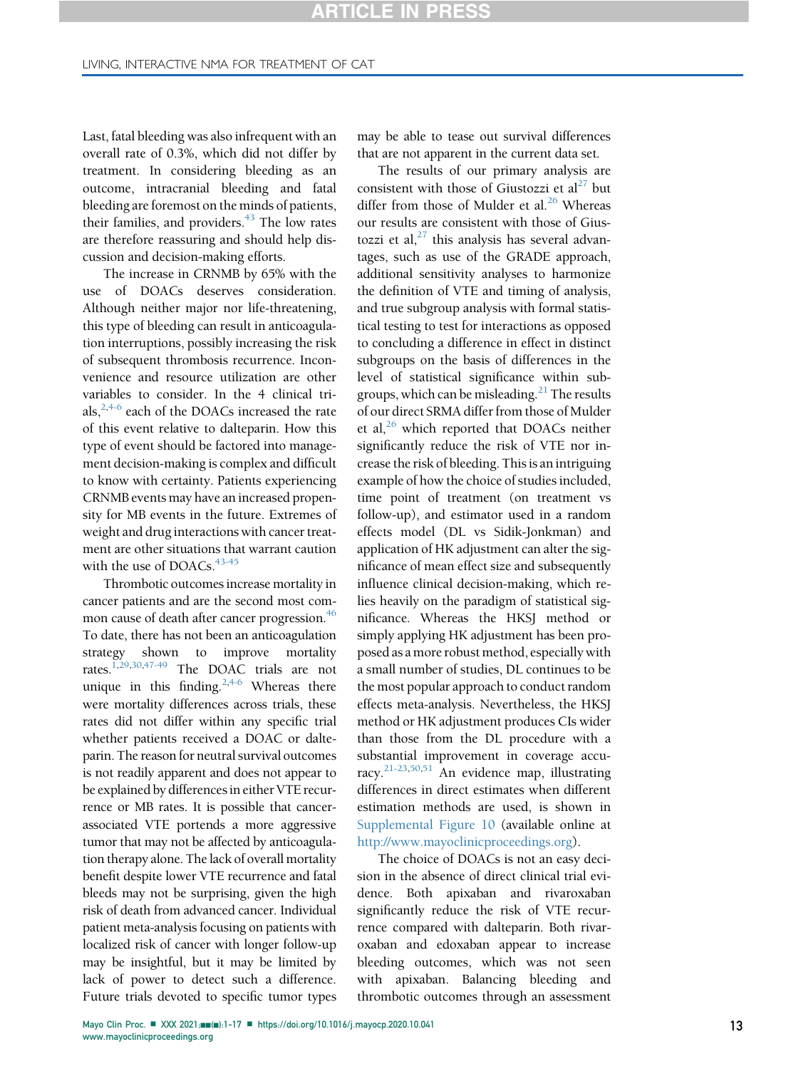Last, fatal bleeding was also infrequent with an overall rate of 0.3%, which did not differ by treatment. In considering bleeding as an outcome, intracranial bleeding and fatal bleeding are foremost on the minds of patients, their families, and providers.[43] The low rates are therefore reassuring and should help discussion and decision-making efforts.

The increase in CRNMB by 65% with the use of DOACs deserves consideration. Although neither major nor life-threatening, this type of bleeding can result in anticoagulation interruptions, possibly increasing the risk of subsequent thrombosis recurrence. Inconvenience and resource utilization are other variables to consider. In the 4 clinical trials,[2,4-6] each of the DOACs increased the rate of this event relative to dalteparin. How this type of event should be factored into management decision-making is complex and difficult to know with certainty. Patients experiencing CRNMB events may have an increased propensity for MB events in the future. Extremes of weight and drug interactions with cancer treatment are other situations that warrant caution with the use of DOACs.[43-45]

Thrombotic outcomes increase mortality in cancer patients and are the second most common cause of death after cancer progression.[46] To date, there has not been an anticoagulation strategy shown to improve mortality rates.[1,29,30,47-49] The DOAC trials are not unique in this finding.[2,4-6] Whereas there were mortality differences across trials, these rates did not differ within any specific trial whether patients received a DOAC or dalteparin. The reason for neutral survival outcomes is not readily apparent and does not appear to be explained by differences in either VTE recurrence or MB rates. It is possible that cancer-associated VTE portends a more aggressive tumor that may not be affected by anticoagulation therapy alone. The lack of overall mortality benefit despite lower VTE recurrence and fatal bleeds may not be surprising, given the high risk of death from advanced cancer. Individual patient meta-analysis focusing on patients with localized risk of cancer with longer follow-up may be insightful, but it may be limited by lack of power to detect such a difference. Future trials devoted to specific tumor types may be able to tease out survival differences that are not apparent in the current data set.

The results of our primary analysis are consistent with those of Giustozzi et al[27] but differ from those of Mulder et al.[26] Whereas our results are consistent with those of Giustozzi et al,[27] this analysis has several advantages, such as use of the GRADE approach, additional sensitivity analyses to harmonize the definition of VTE and timing of analysis, and true subgroup analysis with formal statistical testing to test for interactions as opposed to concluding a difference in effect in distinct subgroups on the basis of differences in the level of statistical significance within subgroups, which can be misleading.[21] The results of our direct SRMA differ from those of Mulder et al,[26] which reported that DOACs neither significantly reduce the risk of VTE nor increase the risk of bleeding. This is an intriguing example of how the choice of studies included, time point of treatment (on treatment vs follow-up), and estimator used in a random effects model (DL vs Sidik-Jonkman) and application of HK adjustment can alter the significance of mean effect size and subsequently influence clinical decision-making, which relies heavily on the paradigm of statistical significance. Whereas the HKSJ method or simply applying HK adjustment has been proposed as a more robust method, especially with a small number of studies, DL continues to be the most popular approach to conduct random effects meta-analysis. Nevertheless, the HKSJ method or HK adjustment produces CIs wider than those from the DL procedure with a substantial improvement in coverage accuracy.[21-23,50,51] An evidence map, illustrating differences in direct estimates when different estimation methods are used, is shown in Supplemental Figure 10 (available online at http://www.mayoclinicproceedings.org).

The choice of DOACs is not an easy decision in the absence of direct clinical trial evidence. Both apixaban and rivaroxaban significantly reduce the risk of VTE recurrence compared with dalteparin. Both rivaroxaban and edoxaban appear to increase bleeding outcomes, which was not seen with apixaban. Balancing bleeding and thrombotic outcomes through an assessment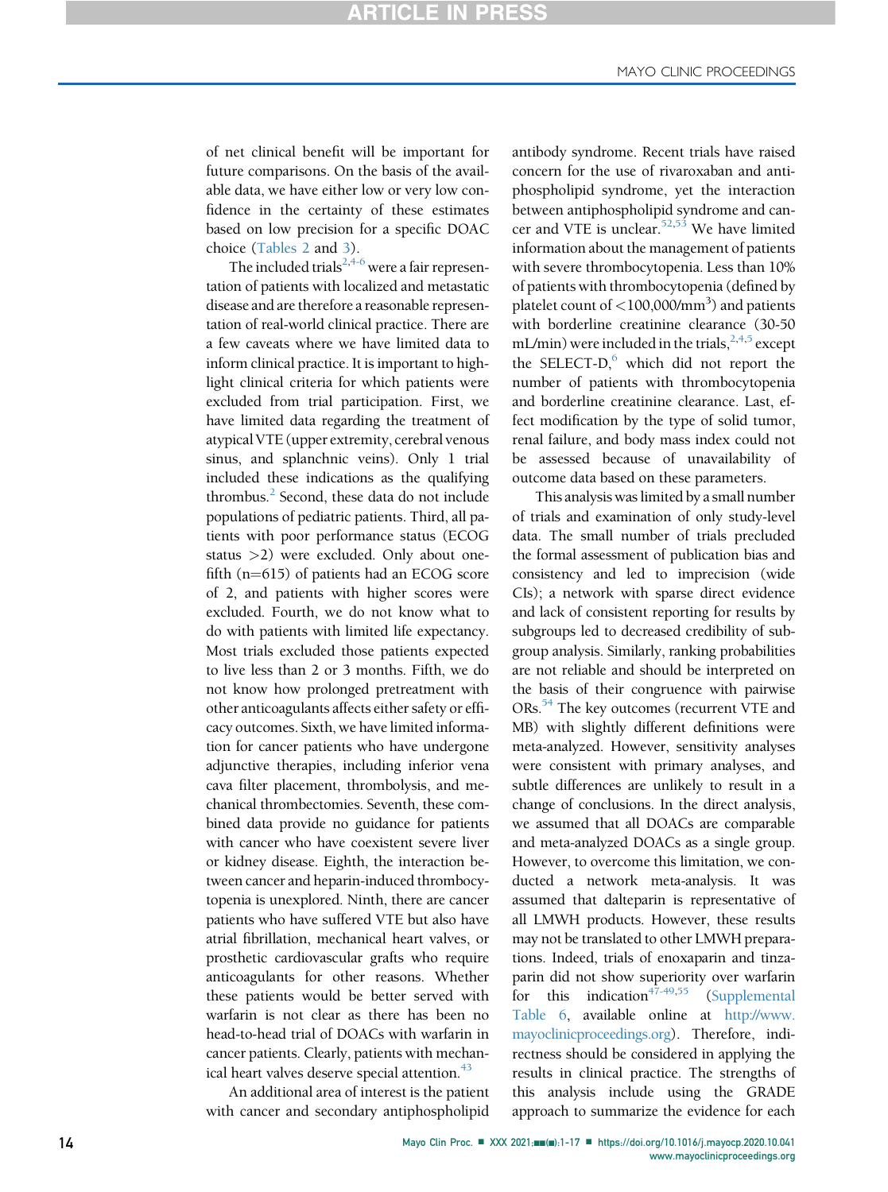of net clinical benefit will be important for future comparisons. On the basis of the available data, we have either low or very low confidence in the certainty of these estimates based on low precision for a specific DOAC choice (Tables 2 and 3).

The included trials[2,4-6] were a fair representation of patients with localized and metastatic disease and are therefore a reasonable representation of real-world clinical practice. There are a few caveats where we have limited data to inform clinical practice. It is important to highlight clinical criteria for which patients were excluded from trial participation. First, we have limited data regarding the treatment of atypical VTE (upper extremity, cerebral venous sinus, and splanchnic veins). Only 1 trial included these indications as the qualifying thrombus.[2] Second, these data do not include populations of pediatric patients. Third, all patients with poor performance status (ECOG status >2) were excluded. Only about one-fifth (n=615) of patients had an ECOG score of 2, and patients with higher scores were excluded. Fourth, we do not know what to do with patients with limited life expectancy. Most trials excluded those patients expected to live less than 2 or 3 months. Fifth, we do not know how prolonged pretreatment with other anticoagulants affects either safety or efficacy outcomes. Sixth, we have limited information for cancer patients who have undergone adjunctive therapies, including inferior vena cava filter placement, thrombolysis, and mechanical thrombectomies. Seventh, these combined data provide no guidance for patients with cancer who have coexistent severe liver or kidney disease. Eighth, the interaction between cancer and heparin-induced thrombocytopenia is unexplored. Ninth, there are cancer patients who have suffered VTE but also have atrial fibrillation, mechanical heart valves, or prosthetic cardiovascular grafts who require anticoagulants for other reasons. Whether these patients would be better served with warfarin is not clear as there has been no head-to-head trial of DOACs with warfarin in cancer patients. Clearly, patients with mechanical heart valves deserve special attention.[43]

An additional area of interest is the patient with cancer and secondary antiphospholipid antibody syndrome. Recent trials have raised concern for the use of rivaroxaban and antiphospholipid syndrome, yet the interaction between antiphospholipid syndrome and cancer and VTE is unclear.[52,53] We have limited information about the management of patients with severe thrombocytopenia. Less than 10% of patients with thrombocytopenia (defined by platelet count of $<100,000/mm^3$) and patients with borderline creatinine clearance (30-50 mL/min) were included in the trials,[2,4,5] except the SELECT-D,[6] which did not report the number of patients with thrombocytopenia and borderline creatinine clearance. Last, effect modification by the type of solid tumor, renal failure, and body mass index could not be assessed because of unavailability of outcome data based on these parameters.

This analysis was limited by a small number of trials and examination of only study-level data. The small number of trials precluded the formal assessment of publication bias and consistency and led to imprecision (wide CIs); a network with sparse direct evidence and lack of consistent reporting for results by subgroups led to decreased credibility of subgroup analysis. Similarly, ranking probabilities are not reliable and should be interpreted on the basis of their congruence with pairwise ORs.[54] The key outcomes (recurrent VTE and MB) with slightly different definitions were meta-analyzed. However, sensitivity analyses were consistent with primary analyses, and subtle differences are unlikely to result in a change of conclusions. In the direct analysis, we assumed that all DOACs are comparable and meta-analyzed DOACs as a single group. However, to overcome this limitation, we conducted a network meta-analysis. It was assumed that dalteparin is representative of all LMWH products. However, these results may not be translated to other LMWH preparations. Indeed, trials of enoxaparin and tinzaparin did not show superiority over warfarin for this indication[47-49,55] (Supplemental Table 6, available online at http://www.mayoclinicproceedings.org). Therefore, indirectness should be considered in applying the results in clinical practice. The strengths of this analysis include using the GRADE approach to summarize the evidence for each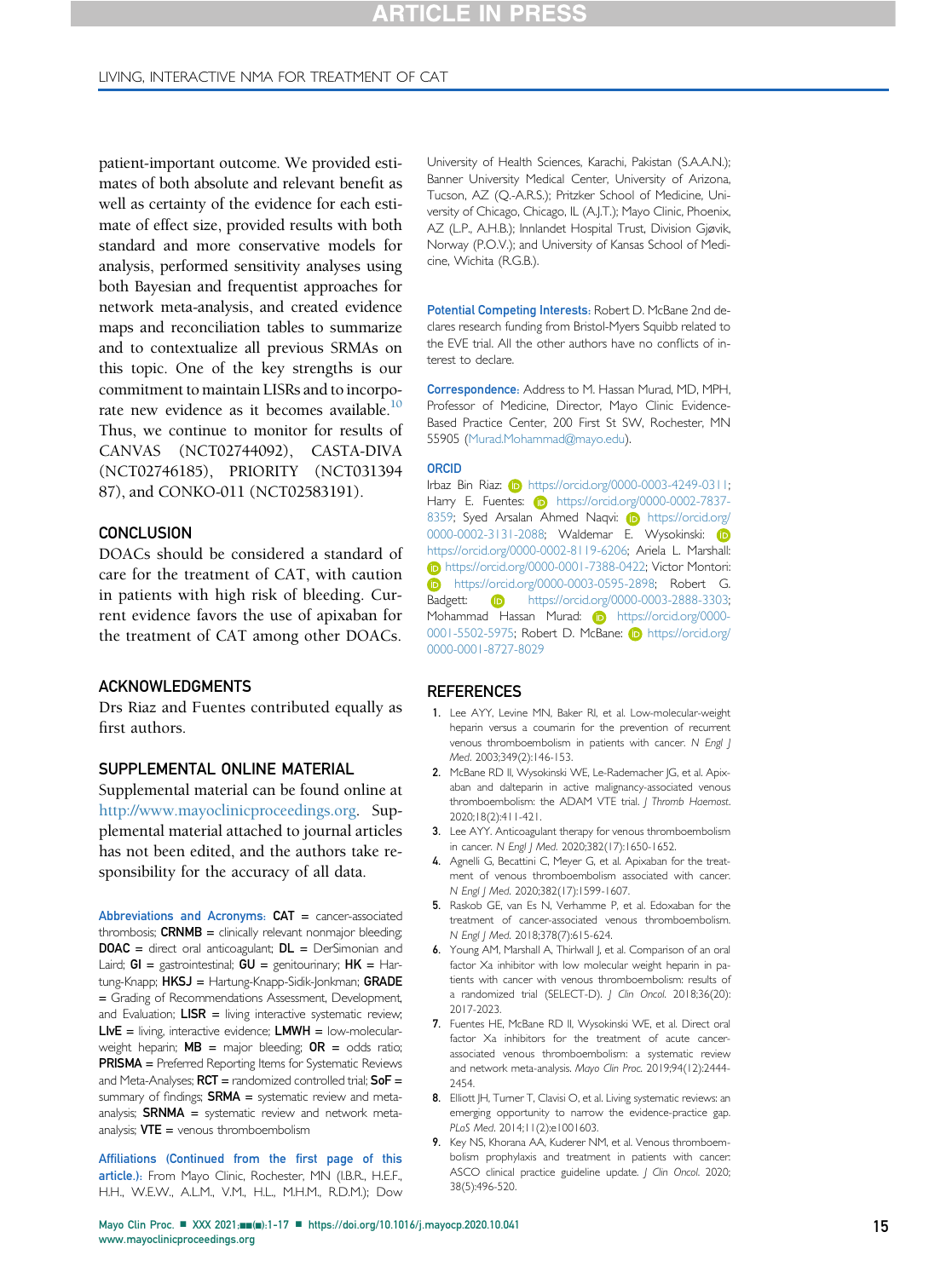patient-important outcome. We provided estimates of both absolute and relevant benefit as well as certainty of the evidence for each estimate of effect size, provided results with both standard and more conservative models for analysis, performed sensitivity analyses using both Bayesian and frequentist approaches for network meta-analysis, and created evidence maps and reconciliation tables to summarize and to contextualize all previous SRMAs on this topic. One of the key strengths is our commitment to maintain LISRs and to incorporate new evidence as it becomes available.[10] Thus, we continue to monitor for results of CANVAS (NCT02744092), CASTA-DIVA (NCT02746185), PRIORITY (NCT03139487), and CONKO-011 (NCT02583191).

## CONCLUSION

DOACs should be considered a standard of care for the treatment of CAT, with caution in patients with high risk of bleeding. Current evidence favors the use of apixaban for the treatment of CAT among other DOACs.

## ACKNOWLEDGMENTS

Drs Riaz and Fuentes contributed equally as first authors.

## SUPPLEMENTAL ONLINE MATERIAL

Supplemental material can be found online at http://www.mayoclinicproceedings.org. Supplemental material attached to journal articles has not been edited, and the authors take responsibility for the accuracy of all data.

**Abbreviations and Acronyms:** **CAT** = cancer-associated thrombosis; **CRNMB** = clinically relevant nonmajor bleeding; **DOAC** = direct oral anticoagulant; **DL** = DerSimonian and Laird; **GI** = gastrointestinal; **GU** = genitourinary; **HK** = Hartung-Knapp; **HKSJ** = Hartung-Knapp-Sidik-Jonkman; **GRADE** = Grading of Recommendations Assessment, Development, and Evaluation; **LISR** = living interactive systematic review; **LIvE** = living, interactive evidence; **LMWH** = low-molecular-weight heparin; **MB** = major bleeding; **OR** = odds ratio; **PRISMA** = Preferred Reporting Items for Systematic Reviews and Meta-Analyses; **RCT** = randomized controlled trial; **SoF** = summary of findings; **SRMA** = systematic review and meta-analysis; **SRNMA** = systematic review and network meta-analysis; **VTE** = venous thromboembolism

**Affiliations (Continued from the first page of this article.):** From Mayo Clinic, Rochester, MN (I.B.R., H.E.F., H.H., W.E.W., A.L.M., V.M., H.L., M.H.M., R.D.M.); Dow University of Health Sciences, Karachi, Pakistan (S.A.A.N.); Banner University Medical Center, University of Arizona, Tucson, AZ (Q.-A.R.S.); Pritzker School of Medicine, University of Chicago, Chicago, IL (A.J.T.); Mayo Clinic, Phoenix, AZ (L.P., A.H.B.); Innlandet Hospital Trust, Division Gjøvik, Norway (P.O.V.); and University of Kansas School of Medicine, Wichita (R.G.B.).

**Potential Competing Interests:** Robert D. McBane 2nd declares research funding from Bristol-Myers Squibb related to the EVE trial. All the other authors have no conflicts of interest to declare.

**Correspondence:** Address to M. Hassan Murad, MD, MPH, Professor of Medicine, Director, Mayo Clinic Evidence-Based Practice Center, 200 First St SW, Rochester, MN 55905 (Murad.Mohammad@mayo.edu).

**ORCID**

Irbaz Bin Riaz: https://orcid.org/0000-0003-4249-0311; Harry E. Fuentes: https://orcid.org/0000-0002-7837-8359; Syed Arsalan Ahmed Naqvi: https://orcid.org/0000-0002-3131-2088; Waldemar E. Wysokinski: https://orcid.org/0000-0002-8119-6206; Ariela L. Marshall: https://orcid.org/0000-0001-7388-0422; Victor Montori: https://orcid.org/0000-0003-0595-2898; Robert G. Badgett: https://orcid.org/0000-0003-2888-3303; Mohammad Hassan Murad: https://orcid.org/0000-0001-5502-5975; Robert D. McBane: https://orcid.org/0000-0001-8727-8029

## REFERENCES

1. Lee AYY, Levine MN, Baker RI, et al. Low-molecular-weight heparin versus a coumarin for the prevention of recurrent venous thromboembolism in patients with cancer. *N Engl J Med*. 2003;349(2):146-153.
2. McBane RD II, Wysokinski WE, Le-Rademacher JG, et al. Apixaban and dalteparin in active malignancy-associated venous thromboembolism: the ADAM VTE trial. *J Thromb Haemost*. 2020;18(2):411-421.
3. Lee AYY. Anticoagulant therapy for venous thromboembolism in cancer. *N Engl J Med*. 2020;382(17):1650-1652.
4. Agnelli G, Becattini C, Meyer G, et al. Apixaban for the treatment of venous thromboembolism associated with cancer. *N Engl J Med*. 2020;382(17):1599-1607.
5. Raskob GE, van Es N, Verhamme P, et al. Edoxaban for the treatment of cancer-associated venous thromboembolism. *N Engl J Med*. 2018;378(7):615-624.
6. Young AM, Marshall A, Thirlwall J, et al. Comparison of an oral factor Xa inhibitor with low molecular weight heparin in patients with cancer with venous thromboembolism: results of a randomized trial (SELECT-D). *J Clin Oncol*. 2018;36(20):2017-2023.
7. Fuentes HE, McBane RD II, Wysokinski WE, et al. Direct oral factor Xa inhibitors for the treatment of acute cancer-associated venous thromboembolism: a systematic review and network meta-analysis. *Mayo Clin Proc*. 2019;94(12):2444-2454.
8. Elliott JH, Turner T, Clavisi O, et al. Living systematic reviews: an emerging opportunity to narrow the evidence-practice gap. *PLoS Med*. 2014;11(2):e1001603.
9. Key NS, Khorana AA, Kuderer NM, et al. Venous thromboembolism prophylaxis and treatment in patients with cancer: ASCO clinical practice guideline update. *J Clin Oncol*. 2020;38(5):496-520.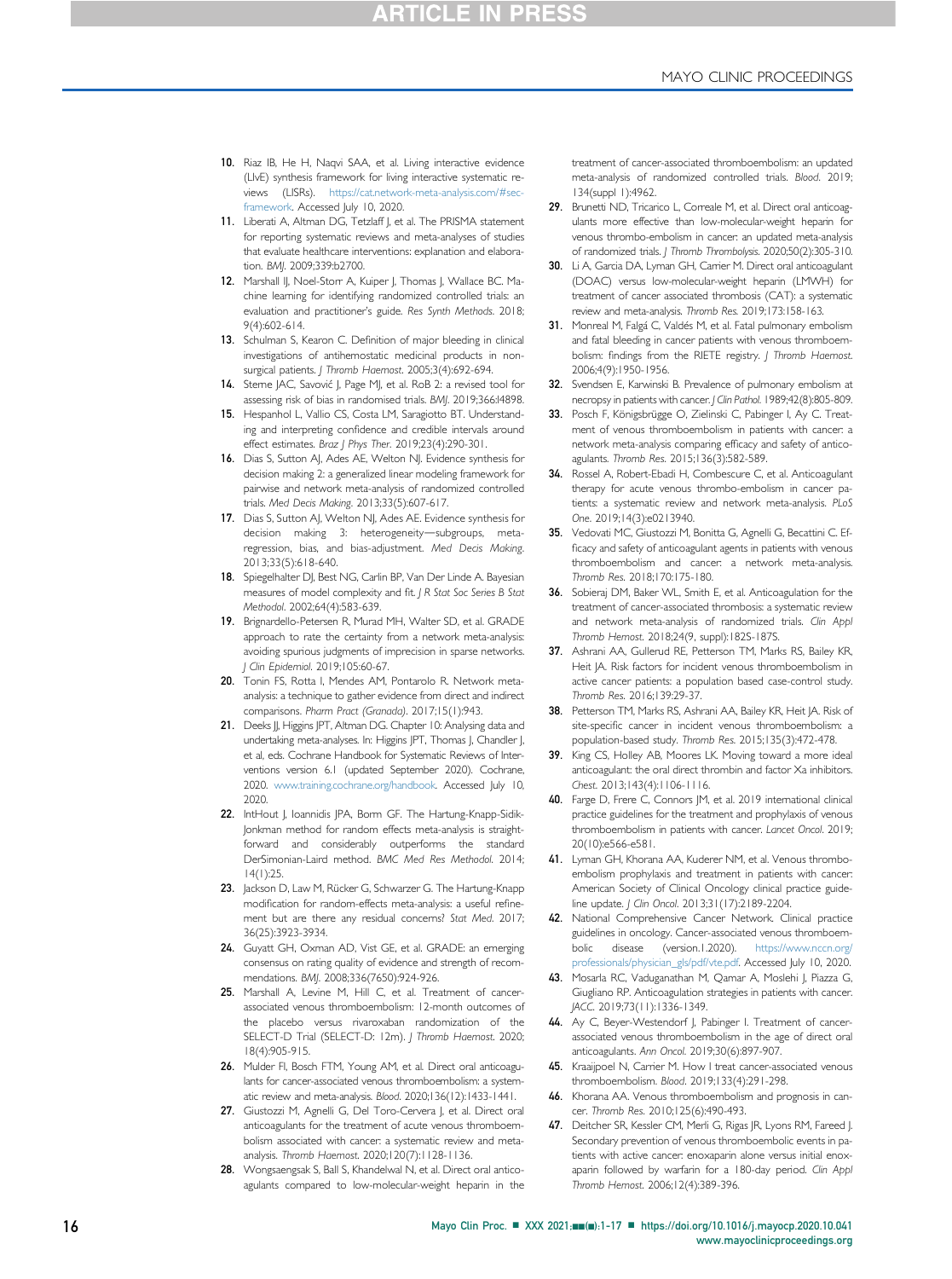10. Riaz IB, He H, Naqvi SAA, et al. Living interactive evidence (LIvE) synthesis framework for living interactive systematic reviews (LISRs). https://cat.network-meta-analysis.com/#sec-framework. Accessed July 10, 2020.
11. Liberati A, Altman DG, Tetzlaff J, et al. The PRISMA statement for reporting systematic reviews and meta-analyses of studies that evaluate healthcare interventions: explanation and elaboration. *BMJ*. 2009;339:b2700.
12. Marshall IJ, Noel-Storr A, Kuiper J, Thomas J, Wallace BC. Machine learning for identifying randomized controlled trials: an evaluation and practitioner's guide. *Res Synth Methods*. 2018; 9(4):602-614.
13. Schulman S, Kearon C. Definition of major bleeding in clinical investigations of antihemostatic medicinal products in non-surgical patients. *J Thromb Haemost*. 2005;3(4):692-694.
14. Sterne JAC, Savović J, Page MJ, et al. RoB 2: a revised tool for assessing risk of bias in randomised trials. *BMJ*. 2019;366:l4898.
15. Hespanhol L, Vallio CS, Costa LM, Saragiotto BT. Understanding and interpreting confidence and credible intervals around effect estimates. *Braz J Phys Ther*. 2019;23(4):290-301.
16. Dias S, Sutton AJ, Ades AE, Welton NJ. Evidence synthesis for decision making 2: a generalized linear modeling framework for pairwise and network meta-analysis of randomized controlled trials. *Med Decis Making*. 2013;33(5):607-617.
17. Dias S, Sutton AJ, Welton NJ, Ades AE. Evidence synthesis for decision making 3: heterogeneity—subgroups, meta-regression, bias, and bias-adjustment. *Med Decis Making*. 2013;33(5):618-640.
18. Spiegelhalter DJ, Best NG, Carlin BP, Van Der Linde A. Bayesian measures of model complexity and fit. *J R Stat Soc Series B Stat Methodol*. 2002;64(4):583-639.
19. Brignardello-Petersen R, Murad MH, Walter SD, et al. GRADE approach to rate the certainty from a network meta-analysis: avoiding spurious judgments of imprecision in sparse networks. *J Clin Epidemiol*. 2019;105:60-67.
20. Tonin FS, Rotta I, Mendes AM, Pontarolo R. Network meta-analysis: a technique to gather evidence from direct and indirect comparisons. *Pharm Pract (Granada)*. 2017;15(1):943.
21. Deeks JJ, Higgins JPT, Altman DG. Chapter 10: Analysing data and undertaking meta-analyses. In: Higgins JPT, Thomas J, Chandler J, et al, eds. Cochrane Handbook for Systematic Reviews of Interventions version 6.1 (updated September 2020). Cochrane, 2020. www.training.cochrane.org/handbook. Accessed July 10, 2020.
22. IntHout J, Ioannidis JPA, Borm GF. The Hartung-Knapp-Sidik-Jonkman method for random effects meta-analysis is straightforward and considerably outperforms the standard DerSimonian-Laird method. *BMC Med Res Methodol*. 2014; 14(1):25.
23. Jackson D, Law M, Rücker G, Schwarzer G. The Hartung-Knapp modification for random-effects meta-analysis: a useful refinement but are there any residual concerns? *Stat Med*. 2017; 36(25):3923-3934.
24. Guyatt GH, Oxman AD, Vist GE, et al. GRADE: an emerging consensus on rating quality of evidence and strength of recommendations. *BMJ*. 2008;336(7650):924-926.
25. Marshall A, Levine M, Hill C, et al. Treatment of cancer-associated venous thromboembolism: 12-month outcomes of the placebo versus rivaroxaban randomization of the SELECT-D Trial (SELECT-D: 12m). *J Thromb Haemost*. 2020; 18(4):905-915.
26. Mulder FI, Bosch FTM, Young AM, et al. Direct oral anticoagulants for cancer-associated venous thromboembolism: a systematic review and meta-analysis. *Blood*. 2020;136(12):1433-1441.
27. Giustozzi M, Agnelli G, Del Toro-Cervera J, et al. Direct oral anticoagulants for the treatment of acute venous thromboembolism associated with cancer: a systematic review and meta-analysis. *Thromb Haemost*. 2020;120(7):1128-1136.
28. Wongsaengsak S, Ball S, Khandelwal N, et al. Direct oral anticoagulants compared to low-molecular-weight heparin in the treatment of cancer-associated thromboembolism: an updated meta-analysis of randomized controlled trials. *Blood*. 2019; 134(suppl 1):4962.
29. Brunetti ND, Tricarico L, Correale M, et al. Direct oral anticoagulants more effective than low-molecular-weight heparin for venous thrombo-embolism in cancer: an updated meta-analysis of randomized trials. *J Thromb Thrombolysis*. 2020;50(2):305-310.
30. Li A, Garcia DA, Lyman GH, Carrier M. Direct oral anticoagulant (DOAC) versus low-molecular-weight heparin (LMWH) for treatment of cancer associated thrombosis (CAT): a systematic review and meta-analysis. *Thromb Res*. 2019;173:158-163.
31. Monreal M, Falgá C, Valdés M, et al. Fatal pulmonary embolism and fatal bleeding in cancer patients with venous thromboembolism: findings from the RIETE registry. *J Thromb Haemost*. 2006;4(9):1950-1956.
32. Svendsen E, Karwinski B. Prevalence of pulmonary embolism at necropsy in patients with cancer. *J Clin Pathol*. 1989;42(8):805-809.
33. Posch F, Königsbrügge O, Zielinski C, Pabinger I, Ay C. Treatment of venous thromboembolism in patients with cancer: a network meta-analysis comparing efficacy and safety of anticoagulants. *Thromb Res*. 2015;136(3):582-589.
34. Rossel A, Robert-Ebadi H, Combescure C, et al. Anticoagulant therapy for acute venous thrombo-embolism in cancer patients: a systematic review and network meta-analysis. *PLoS One*. 2019;14(3):e0213940.
35. Vedovati MC, Giustozzi M, Bonitta G, Agnelli G, Becattini C. Efficacy and safety of anticoagulant agents in patients with venous thromboembolism and cancer: a network meta-analysis. *Thromb Res*. 2018;170:175-180.
36. Sobieraj DM, Baker WL, Smith E, et al. Anticoagulation for the treatment of cancer-associated thrombosis: a systematic review and network meta-analysis of randomized trials. *Clin Appl Thromb Hemost*. 2018;24(9, suppl):182S-187S.
37. Ashrani AA, Gullerud RE, Petterson TM, Marks RS, Bailey KR, Heit JA. Risk factors for incident venous thromboembolism in active cancer patients: a population based case-control study. *Thromb Res*. 2016;139:29-37.
38. Petterson TM, Marks RS, Ashrani AA, Bailey KR, Heit JA. Risk of site-specific cancer in incident venous thromboembolism: a population-based study. *Thromb Res*. 2015;135(3):472-478.
39. King CS, Holley AB, Moores LK. Moving toward a more ideal anticoagulant: the oral direct thrombin and factor Xa inhibitors. *Chest*. 2013;143(4):1106-1116.
40. Farge D, Frere C, Connors JM, et al. 2019 international clinical practice guidelines for the treatment and prophylaxis of venous thromboembolism in patients with cancer. *Lancet Oncol*. 2019; 20(10):e566-e581.
41. Lyman GH, Khorana AA, Kuderer NM, et al. Venous thromboembolism prophylaxis and treatment in patients with cancer: American Society of Clinical Oncology clinical practice guideline update. *J Clin Oncol*. 2013;31(17):2189-2204.
42. National Comprehensive Cancer Network. Clinical practice guidelines in oncology. Cancer-associated venous thromboembolic disease (version.1.2020). https://www.nccn.org/professionals/physician_gls/pdf/vte.pdf. Accessed July 10, 2020.
43. Mosarla RC, Vaduganathan M, Qamar A, Moslehi J, Piazza G, Giugliano RP. Anticoagulation strategies in patients with cancer. *JACC*. 2019;73(11):1336-1349.
44. Ay C, Beyer-Westendorf J, Pabinger I. Treatment of cancer-associated venous thromboembolism in the age of direct oral anticoagulants. *Ann Oncol*. 2019;30(6):897-907.
45. Kraaijpoel N, Carrier M. How I treat cancer-associated venous thromboembolism. *Blood*. 2019;133(4):291-298.
46. Khorana AA. Venous thromboembolism and prognosis in cancer. *Thromb Res*. 2010;125(6):490-493.
47. Deitcher SR, Kessler CM, Merli G, Rigas JR, Lyons RM, Fareed J. Secondary prevention of venous thromboembolic events in patients with active cancer: enoxaparin alone versus initial enoxaparin followed by warfarin for a 180-day period. *Clin Appl Thromb Hemost*. 2006;12(4):389-396.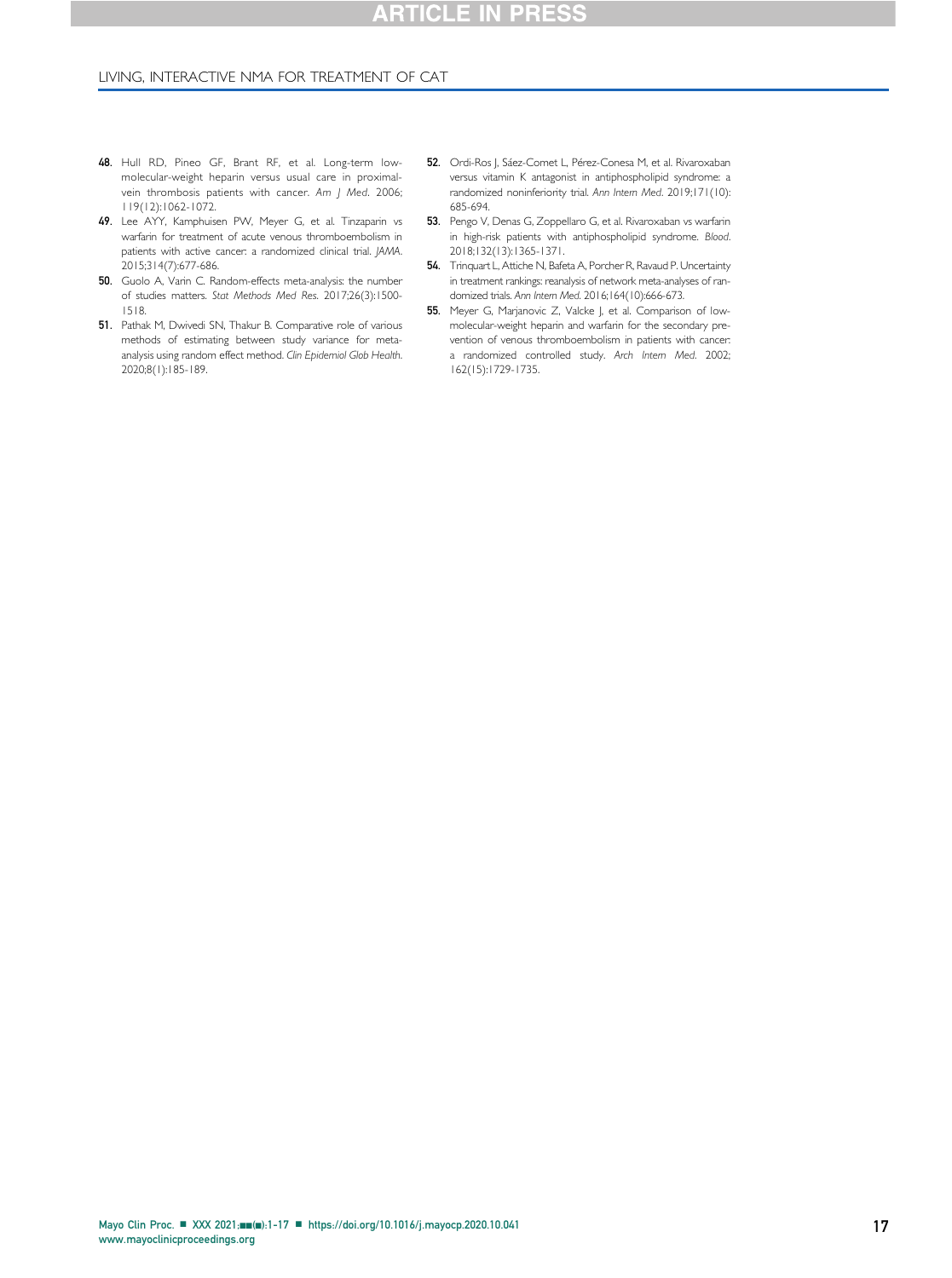48. Hull RD, Pineo GF, Brant RF, et al. Long-term low-molecular-weight heparin versus usual care in proximal-vein thrombosis patients with cancer. *Am J Med*. 2006;119(12):1062-1072.

49. Lee AYY, Kamphuisen PW, Meyer G, et al. Tinzaparin vs warfarin for treatment of acute venous thromboembolism in patients with active cancer: a randomized clinical trial. *JAMA*. 2015;314(7):677-686.

50. Guolo A, Varin C. Random-effects meta-analysis: the number of studies matters. *Stat Methods Med Res*. 2017;26(3):1500-1518.

51. Pathak M, Dwivedi SN, Thakur B. Comparative role of various methods of estimating between study variance for meta-analysis using random effect method. *Clin Epidemiol Glob Health*. 2020;8(1):185-189.

52. Ordi-Ros J, Sáez-Comet L, Pérez-Conesa M, et al. Rivaroxaban versus vitamin K antagonist in antiphospholipid syndrome: a randomized noninferiority trial. *Ann Intern Med*. 2019;171(10):685-694.

53. Pengo V, Denas G, Zoppellaro G, et al. Rivaroxaban vs warfarin in high-risk patients with antiphospholipid syndrome. *Blood*. 2018;132(13):1365-1371.

54. Trinquart L, Attiche N, Bafeta A, Porcher R, Ravaud P. Uncertainty in treatment rankings: reanalysis of network meta-analyses of randomized trials. *Ann Intern Med*. 2016;164(10):666-673.

55. Meyer G, Marjanovic Z, Valcke J, et al. Comparison of low-molecular-weight heparin and warfarin for the secondary prevention of venous thromboembolism in patients with cancer: a randomized controlled study. *Arch Intern Med*. 2002;162(15):1729-1735.